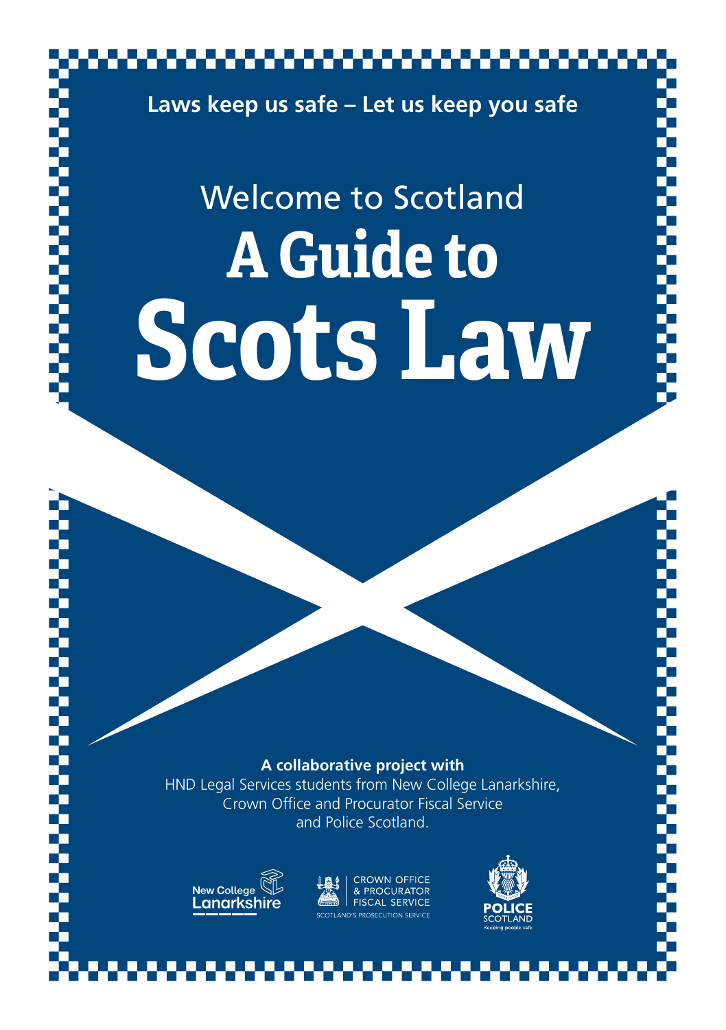**Laws keep us safe – Let us keep you safe**

Welcome to Scotland

# A Guide to Scots Law

**A collaborative project with**

HND Legal Services students from New College Lanarkshire, Crown Office and Procurator Fiscal Service and Police Scotland.

New College Lanarkshire

CROWN OFFICE & PROCURATOR FISCAL SERVICE
SCOTLAND'S PROSECUTION SERVICE

POLICE SCOTLAND
Keeping people safe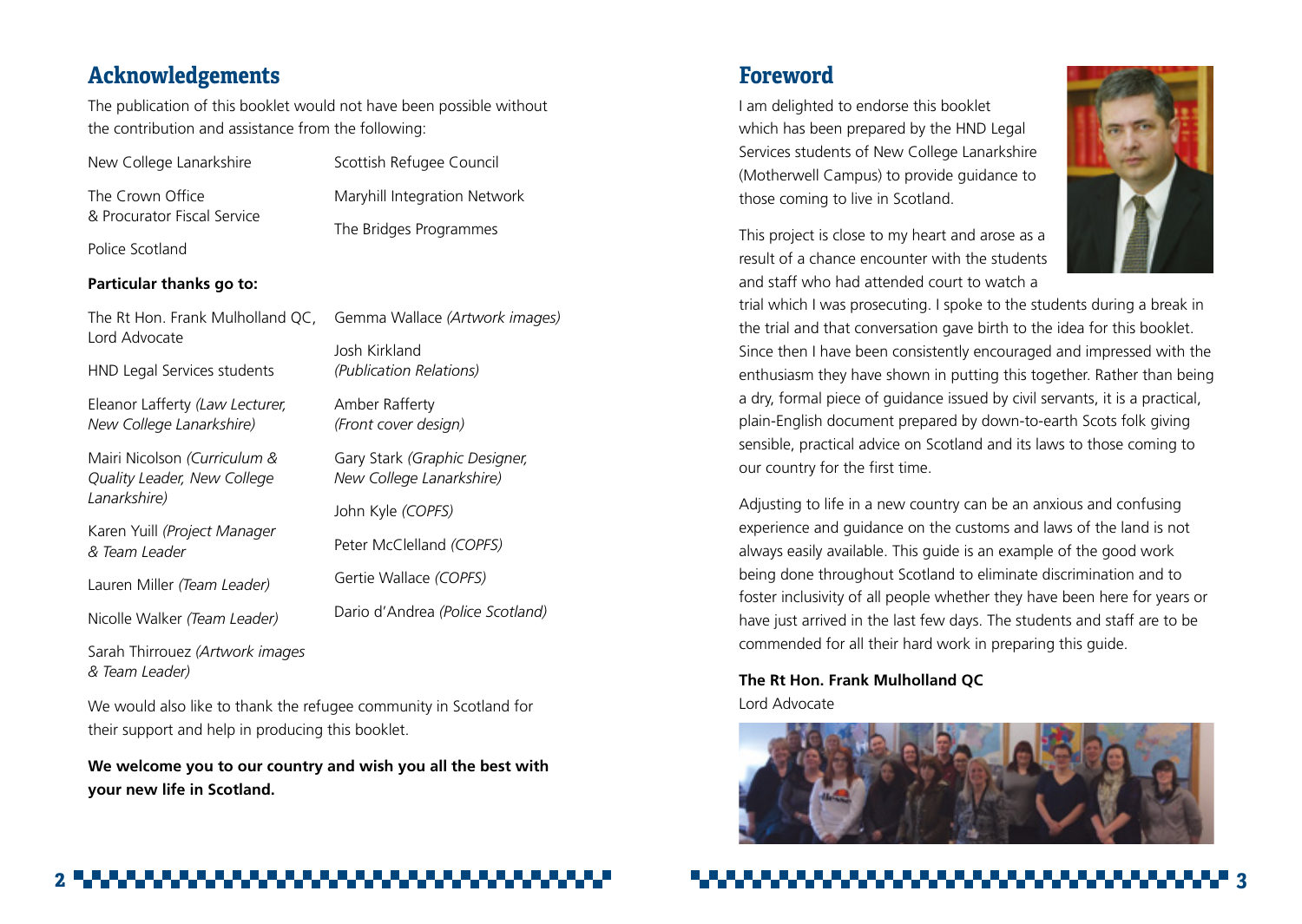## Acknowledgements

The publication of this booklet would not have been possible without the contribution and assistance from the following:

New College Lanarkshire

The Crown Office & Procurator Fiscal Service

Police Scotland

Scottish Refugee Council

Maryhill Integration Network

The Bridges Programmes

**Particular thanks go to:**

The Rt Hon. Frank Mulholland QC, Lord Advocate

HND Legal Services students

Eleanor Lafferty *(Law Lecturer, New College Lanarkshire)*

Mairi Nicolson *(Curriculum & Quality Leader, New College Lanarkshire)*

Karen Yuill *(Project Manager & Team Leader*

Lauren Miller *(Team Leader)*

Nicolle Walker *(Team Leader)*

Sarah Thirrouez *(Artwork images & Team Leader)*

Gemma Wallace *(Artwork images)*

Josh Kirkland *(Publication Relations)*

Amber Rafferty *(Front cover design)*

Gary Stark *(Graphic Designer, New College Lanarkshire)*

John Kyle *(COPFS)*

Peter McClelland *(COPFS)*

Gertie Wallace *(COPFS)*

Dario d'Andrea *(Police Scotland)*

We would also like to thank the refugee community in Scotland for their support and help in producing this booklet.

**We welcome you to our country and wish you all the best with your new life in Scotland.**

## Foreword

I am delighted to endorse this booklet which has been prepared by the HND Legal Services students of New College Lanarkshire (Motherwell Campus) to provide guidance to those coming to live in Scotland.

This project is close to my heart and arose as a result of a chance encounter with the students and staff who had attended court to watch a trial which I was prosecuting. I spoke to the students during a break in the trial and that conversation gave birth to the idea for this booklet. Since then I have been consistently encouraged and impressed with the enthusiasm they have shown in putting this together. Rather than being a dry, formal piece of guidance issued by civil servants, it is a practical, plain-English document prepared by down-to-earth Scots folk giving sensible, practical advice on Scotland and its laws to those coming to our country for the first time.

Adjusting to life in a new country can be an anxious and confusing experience and guidance on the customs and laws of the land is not always easily available. This guide is an example of the good work being done throughout Scotland to eliminate discrimination and to foster inclusivity of all people whether they have been here for years or have just arrived in the last few days. The students and staff are to be commended for all their hard work in preparing this guide.

**The Rt Hon. Frank Mulholland QC**
Lord Advocate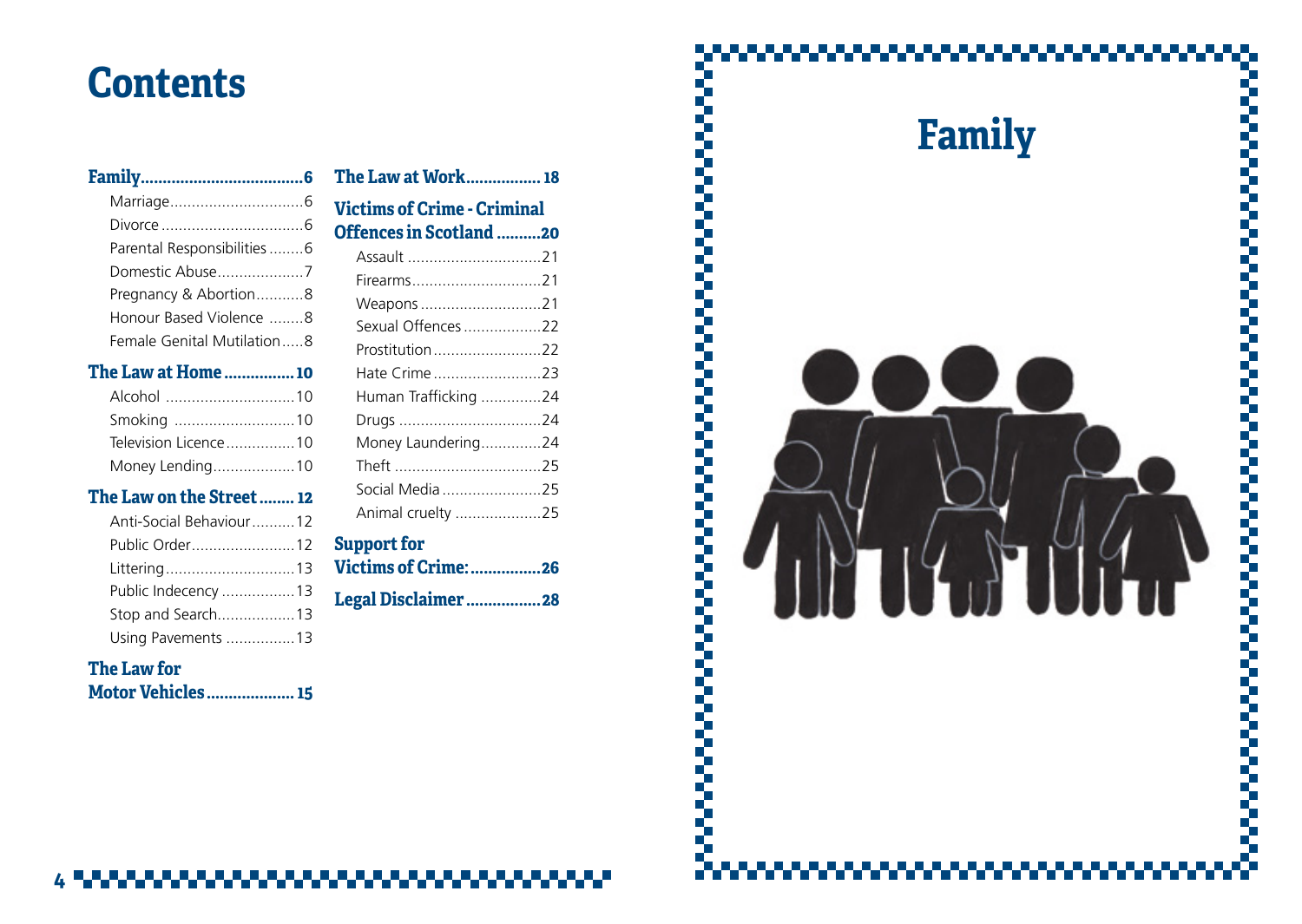# Contents

**Family ........................................ 6**
- Marriage ........................................ 6
- Divorce ........................................ 6
- Parental Responsibilities ........ 6
- Domestic Abuse .................... 7
- Pregnancy & Abortion ........... 8
- Honour Based Violence ........ 8
- Female Genital Mutilation ..... 8

**The Law at Home ................ 10**
- Alcohol .............................. 10
- Smoking ............................ 10
- Television Licence ................ 10
- Money Lending ................... 10

**The Law on the Street ........ 12**
- Anti-Social Behaviour .......... 12
- Public Order ........................ 12
- Littering .............................. 13
- Public Indecency ................. 13
- Stop and Search .................. 13
- Using Pavements ................ 13

**The Law for Motor Vehicles .................... 15**

**The Law at Work ................. 18**

**Victims of Crime - Criminal Offences in Scotland .......... 20**
- Assault ............................... 21
- Firearms .............................. 21
- Weapons ............................ 21
- Sexual Offences .................. 22
- Prostitution ......................... 22
- Hate Crime ......................... 23
- Human Trafficking .............. 24
- Drugs ................................. 24
- Money Laundering .............. 24
- Theft .................................. 25
- Social Media ....................... 25
- Animal cruelty .................... 25

**Support for Victims of Crime: ................ 26**

**Legal Disclaimer ................. 28**

# Family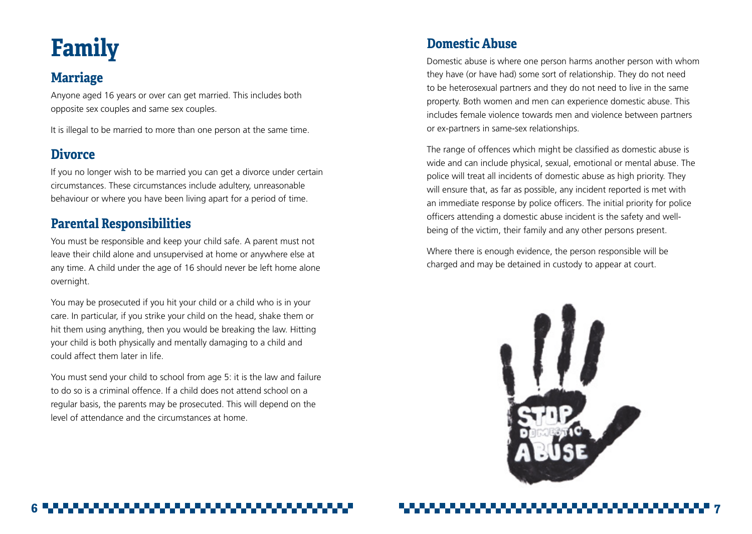# Family

## Marriage

Anyone aged 16 years or over can get married. This includes both opposite sex couples and same sex couples.

It is illegal to be married to more than one person at the same time.

## Divorce

If you no longer wish to be married you can get a divorce under certain circumstances. These circumstances include adultery, unreasonable behaviour or where you have been living apart for a period of time.

## Parental Responsibilities

You must be responsible and keep your child safe. A parent must not leave their child alone and unsupervised at home or anywhere else at any time. A child under the age of 16 should never be left home alone overnight.

You may be prosecuted if you hit your child or a child who is in your care. In particular, if you strike your child on the head, shake them or hit them using anything, then you would be breaking the law. Hitting your child is both physically and mentally damaging to a child and could affect them later in life.

You must send your child to school from age 5: it is the law and failure to do so is a criminal offence. If a child does not attend school on a regular basis, the parents may be prosecuted. This will depend on the level of attendance and the circumstances at home.

## Domestic Abuse

Domestic abuse is where one person harms another person with whom they have (or have had) some sort of relationship. They do not need to be heterosexual partners and they do not need to live in the same property. Both women and men can experience domestic abuse. This includes female violence towards men and violence between partners or ex-partners in same-sex relationships.

The range of offences which might be classified as domestic abuse is wide and can include physical, sexual, emotional or mental abuse. The police will treat all incidents of domestic abuse as high priority. They will ensure that, as far as possible, any incident reported is met with an immediate response by police officers. The initial priority for police officers attending a domestic abuse incident is the safety and well-being of the victim, their family and any other persons present.

Where there is enough evidence, the person responsible will be charged and may be detained in custody to appear at court.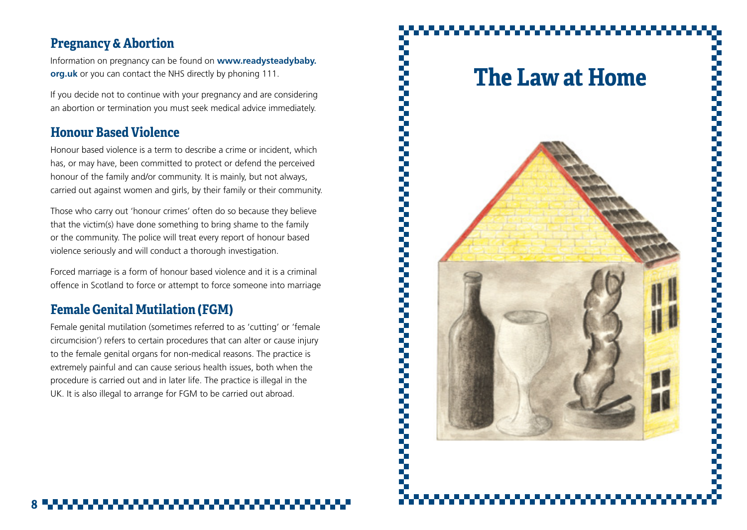## Pregnancy & Abortion

Information on pregnancy can be found on **www.readysteadybaby.org.uk** or you can contact the NHS directly by phoning 111.

If you decide not to continue with your pregnancy and are considering an abortion or termination you must seek medical advice immediately.

## Honour Based Violence

Honour based violence is a term to describe a crime or incident, which has, or may have, been committed to protect or defend the perceived honour of the family and/or community. It is mainly, but not always, carried out against women and girls, by their family or their community.

Those who carry out 'honour crimes' often do so because they believe that the victim(s) have done something to bring shame to the family or the community. The police will treat every report of honour based violence seriously and will conduct a thorough investigation.

Forced marriage is a form of honour based violence and it is a criminal offence in Scotland to force or attempt to force someone into marriage

## Female Genital Mutilation (FGM)

Female genital mutilation (sometimes referred to as 'cutting' or 'female circumcision') refers to certain procedures that can alter or cause injury to the female genital organs for non-medical reasons. The practice is extremely painful and can cause serious health issues, both when the procedure is carried out and in later life. The practice is illegal in the UK. It is also illegal to arrange for FGM to be carried out abroad.

# The Law at Home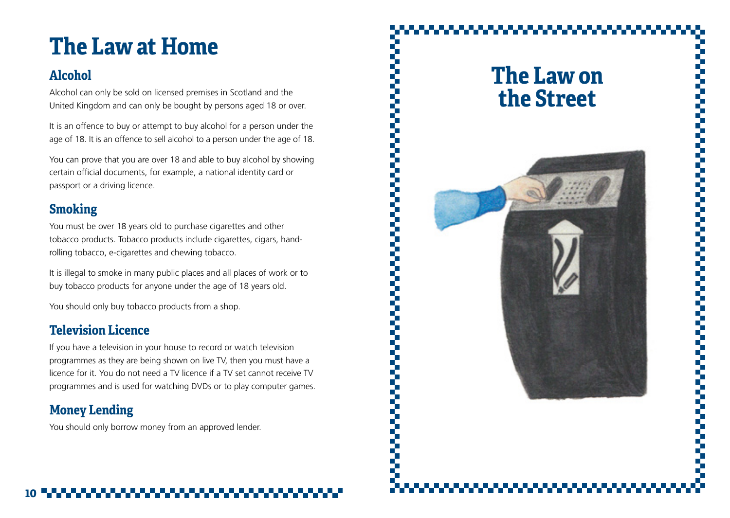# The Law at Home

## Alcohol

Alcohol can only be sold on licensed premises in Scotland and the United Kingdom and can only be bought by persons aged 18 or over.

It is an offence to buy or attempt to buy alcohol for a person under the age of 18. It is an offence to sell alcohol to a person under the age of 18.

You can prove that you are over 18 and able to buy alcohol by showing certain official documents, for example, a national identity card or passport or a driving licence.

## Smoking

You must be over 18 years old to purchase cigarettes and other tobacco products. Tobacco products include cigarettes, cigars, hand-rolling tobacco, e-cigarettes and chewing tobacco.

It is illegal to smoke in many public places and all places of work or to buy tobacco products for anyone under the age of 18 years old.

You should only buy tobacco products from a shop.

## Television Licence

If you have a television in your house to record or watch television programmes as they are being shown on live TV, then you must have a licence for it. You do not need a TV licence if a TV set cannot receive TV programmes and is used for watching DVDs or to play computer games.

## Money Lending

You should only borrow money from an approved lender.

# The Law on the Street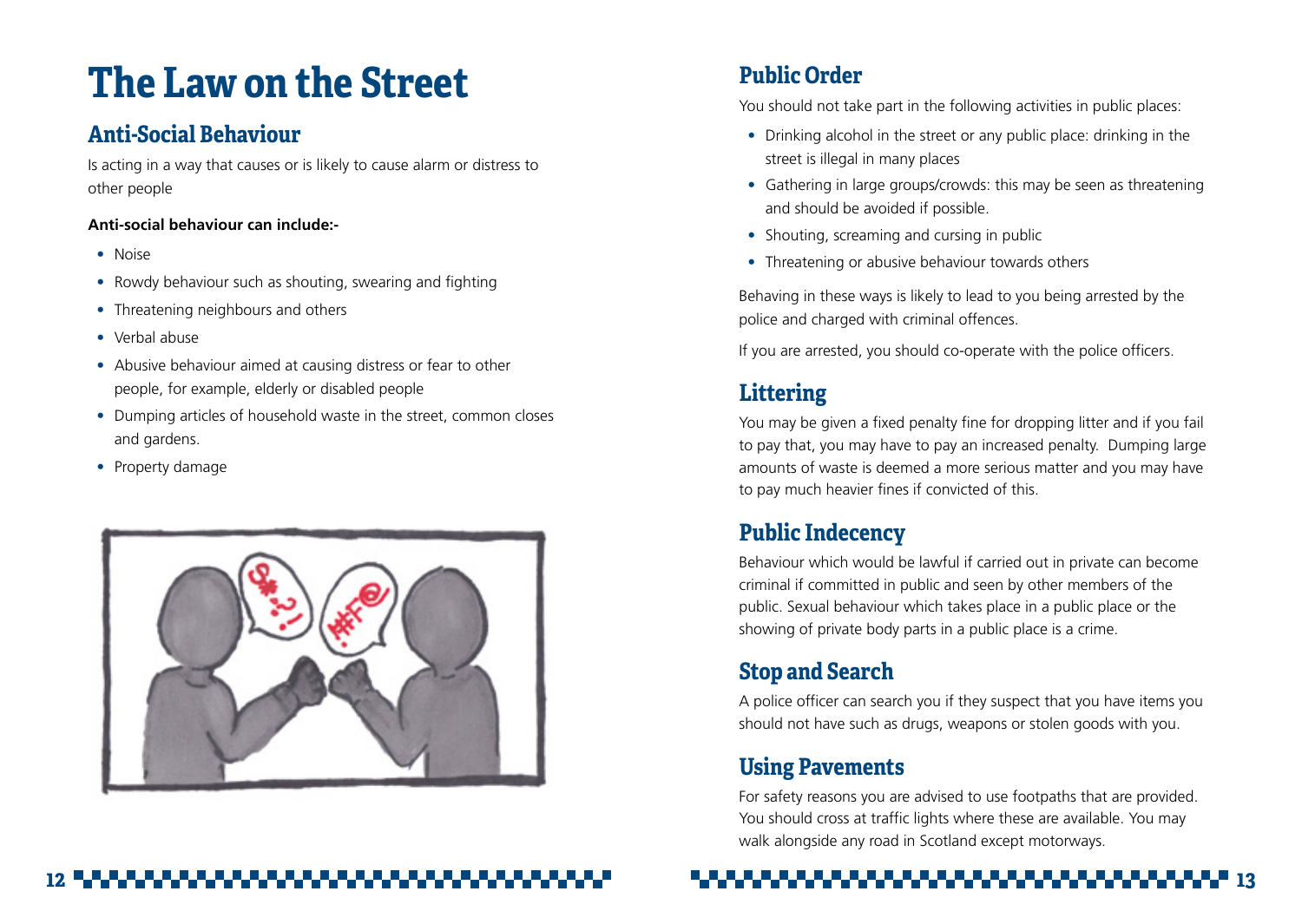# The Law on the Street

## Anti-Social Behaviour

Is acting in a way that causes or is likely to cause alarm or distress to other people

**Anti-social behaviour can include:-**

- Noise
- Rowdy behaviour such as shouting, swearing and fighting
- Threatening neighbours and others
- Verbal abuse
- Abusive behaviour aimed at causing distress or fear to other people, for example, elderly or disabled people
- Dumping articles of household waste in the street, common closes and gardens.
- Property damage

## Public Order

You should not take part in the following activities in public places:

- Drinking alcohol in the street or any public place: drinking in the street is illegal in many places
- Gathering in large groups/crowds: this may be seen as threatening and should be avoided if possible.
- Shouting, screaming and cursing in public
- Threatening or abusive behaviour towards others

Behaving in these ways is likely to lead to you being arrested by the police and charged with criminal offences.

If you are arrested, you should co-operate with the police officers.

## Littering

You may be given a fixed penalty fine for dropping litter and if you fail to pay that, you may have to pay an increased penalty. Dumping large amounts of waste is deemed a more serious matter and you may have to pay much heavier fines if convicted of this.

## Public Indecency

Behaviour which would be lawful if carried out in private can become criminal if committed in public and seen by other members of the public. Sexual behaviour which takes place in a public place or the showing of private body parts in a public place is a crime.

## Stop and Search

A police officer can search you if they suspect that you have items you should not have such as drugs, weapons or stolen goods with you.

## Using Pavements

For safety reasons you are advised to use footpaths that are provided. You should cross at traffic lights where these are available. You may walk alongside any road in Scotland except motorways.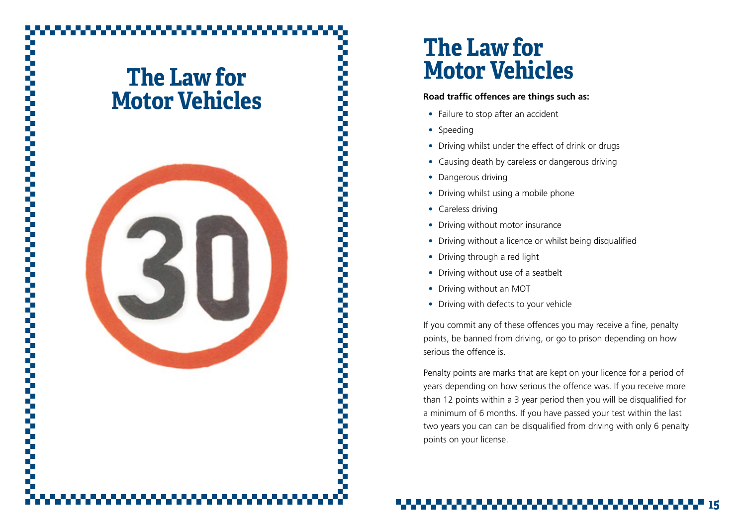# The Law for Motor Vehicles

# The Law for Motor Vehicles

**Road traffic offences are things such as:**

- Failure to stop after an accident
- Speeding
- Driving whilst under the effect of drink or drugs
- Causing death by careless or dangerous driving
- Dangerous driving
- Driving whilst using a mobile phone
- Careless driving
- Driving without motor insurance
- Driving without a licence or whilst being disqualified
- Driving through a red light
- Driving without use of a seatbelt
- Driving without an MOT
- Driving with defects to your vehicle

If you commit any of these offences you may receive a fine, penalty points, be banned from driving, or go to prison depending on how serious the offence is.

Penalty points are marks that are kept on your licence for a period of years depending on how serious the offence was. If you receive more than 12 points within a 3 year period then you will be disqualified for a minimum of 6 months. If you have passed your test within the last two years you can can be disqualified from driving with only 6 penalty points on your license.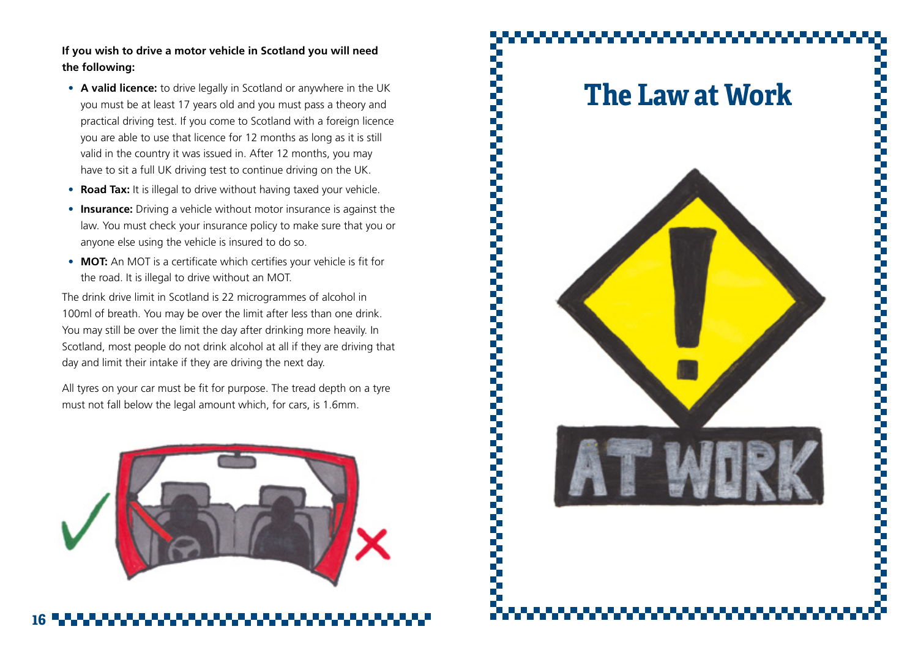**If you wish to drive a motor vehicle in Scotland you will need the following:**

- **A valid licence:** to drive legally in Scotland or anywhere in the UK you must be at least 17 years old and you must pass a theory and practical driving test. If you come to Scotland with a foreign licence you are able to use that licence for 12 months as long as it is still valid in the country it was issued in. After 12 months, you may have to sit a full UK driving test to continue driving on the UK.
- **Road Tax:** It is illegal to drive without having taxed your vehicle.
- **Insurance:** Driving a vehicle without motor insurance is against the law. You must check your insurance policy to make sure that you or anyone else using the vehicle is insured to do so.
- **MOT:** An MOT is a certificate which certifies your vehicle is fit for the road. It is illegal to drive without an MOT.

The drink drive limit in Scotland is 22 microgrammes of alcohol in 100ml of breath. You may be over the limit after less than one drink. You may still be over the limit the day after drinking more heavily. In Scotland, most people do not drink alcohol at all if they are driving that day and limit their intake if they are driving the next day.

All tyres on your car must be fit for purpose. The tread depth on a tyre must not fall below the legal amount which, for cars, is 1.6mm.

# The Law at Work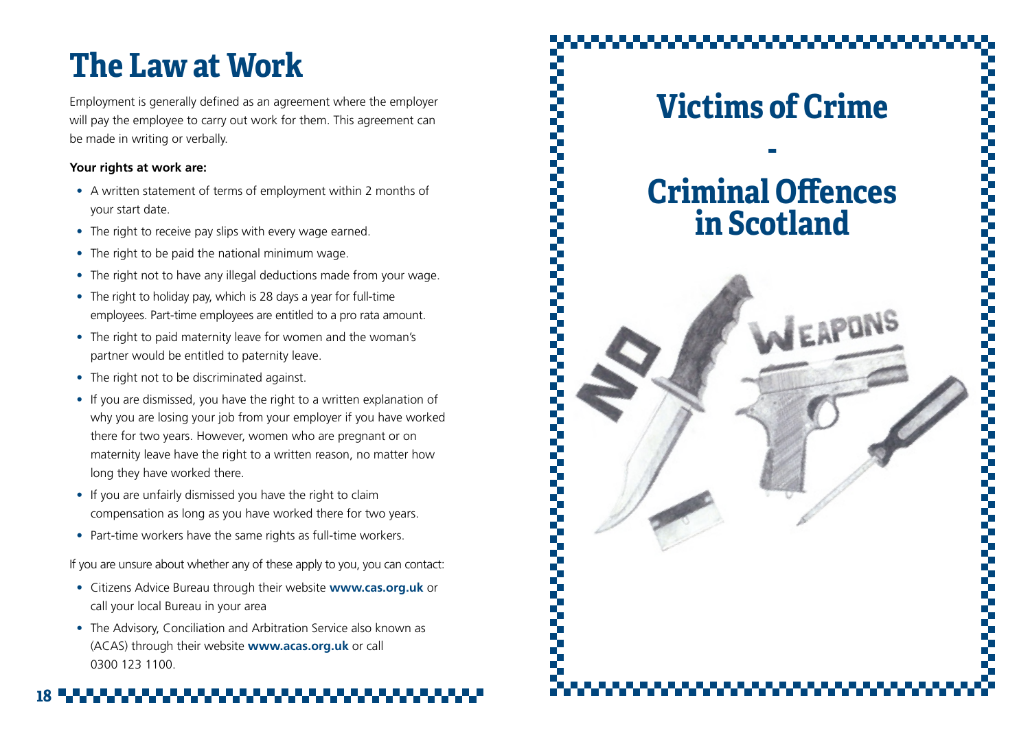# The Law at Work

Employment is generally defined as an agreement where the employer will pay the employee to carry out work for them. This agreement can be made in writing or verbally.

**Your rights at work are:**

- A written statement of terms of employment within 2 months of your start date.
- The right to receive pay slips with every wage earned.
- The right to be paid the national minimum wage.
- The right not to have any illegal deductions made from your wage.
- The right to holiday pay, which is 28 days a year for full-time employees. Part-time employees are entitled to a pro rata amount.
- The right to paid maternity leave for women and the woman's partner would be entitled to paternity leave.
- The right not to be discriminated against.
- If you are dismissed, you have the right to a written explanation of why you are losing your job from your employer if you have worked there for two years. However, women who are pregnant or on maternity leave have the right to a written reason, no matter how long they have worked there.
- If you are unfairly dismissed you have the right to claim compensation as long as you have worked there for two years.
- Part-time workers have the same rights as full-time workers.

If you are unsure about whether any of these apply to you, you can contact:

- Citizens Advice Bureau through their website **www.cas.org.uk** or call your local Bureau in your area
- The Advisory, Conciliation and Arbitration Service also known as (ACAS) through their website **www.acas.org.uk** or call 0300 123 1100.

# Victims of Crime

-

# Criminal Offences in Scotland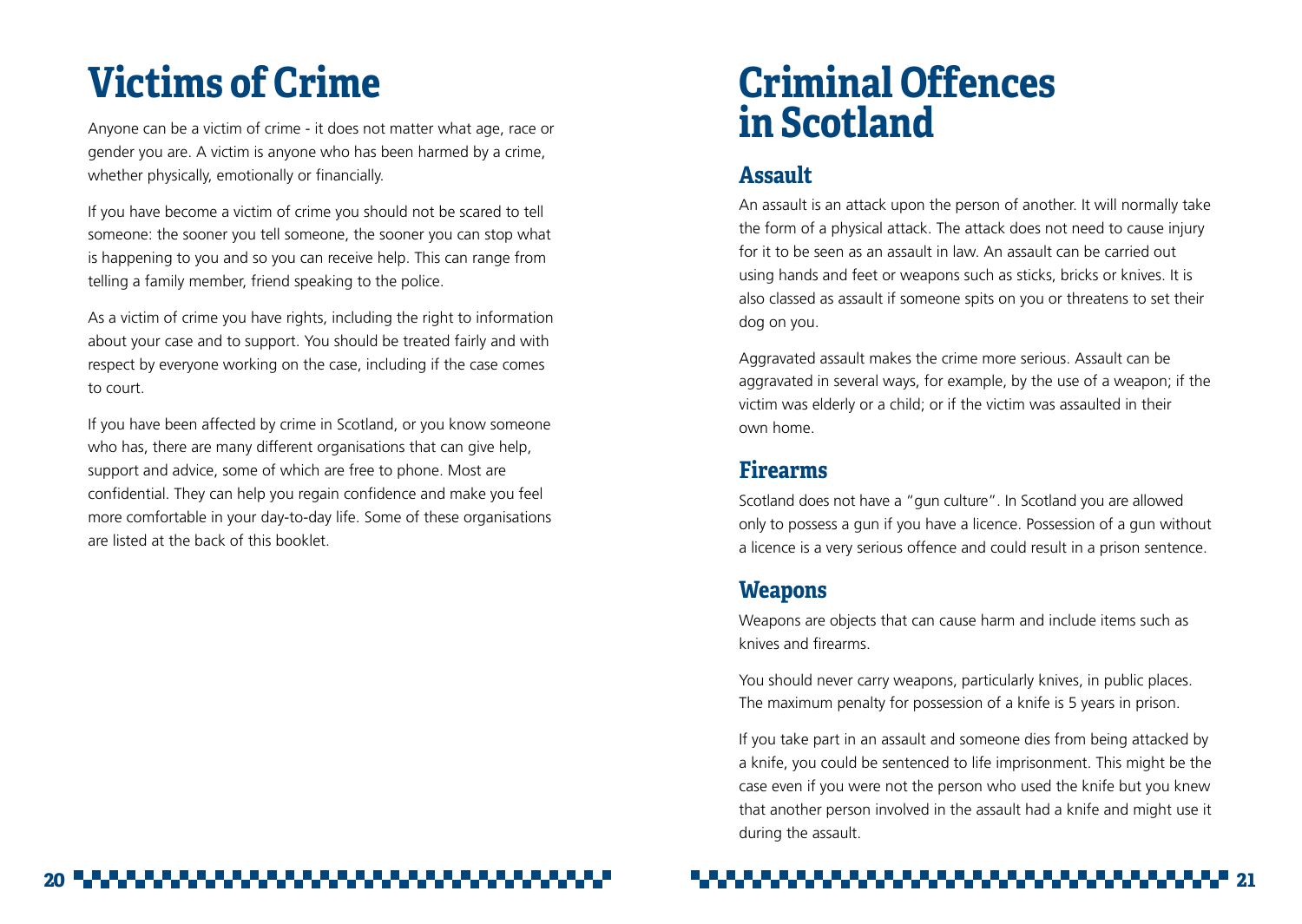# Victims of Crime

Anyone can be a victim of crime - it does not matter what age, race or gender you are. A victim is anyone who has been harmed by a crime, whether physically, emotionally or financially.

If you have become a victim of crime you should not be scared to tell someone: the sooner you tell someone, the sooner you can stop what is happening to you and so you can receive help. This can range from telling a family member, friend speaking to the police.

As a victim of crime you have rights, including the right to information about your case and to support. You should be treated fairly and with respect by everyone working on the case, including if the case comes to court.

If you have been affected by crime in Scotland, or you know someone who has, there are many different organisations that can give help, support and advice, some of which are free to phone. Most are confidential. They can help you regain confidence and make you feel more comfortable in your day-to-day life. Some of these organisations are listed at the back of this booklet.

# Criminal Offences in Scotland

## Assault

An assault is an attack upon the person of another. It will normally take the form of a physical attack. The attack does not need to cause injury for it to be seen as an assault in law. An assault can be carried out using hands and feet or weapons such as sticks, bricks or knives. It is also classed as assault if someone spits on you or threatens to set their dog on you.

Aggravated assault makes the crime more serious. Assault can be aggravated in several ways, for example, by the use of a weapon; if the victim was elderly or a child; or if the victim was assaulted in their own home.

## Firearms

Scotland does not have a "gun culture". In Scotland you are allowed only to possess a gun if you have a licence. Possession of a gun without a licence is a very serious offence and could result in a prison sentence.

## Weapons

Weapons are objects that can cause harm and include items such as knives and firearms.

You should never carry weapons, particularly knives, in public places. The maximum penalty for possession of a knife is 5 years in prison.

If you take part in an assault and someone dies from being attacked by a knife, you could be sentenced to life imprisonment. This might be the case even if you were not the person who used the knife but you knew that another person involved in the assault had a knife and might use it during the assault.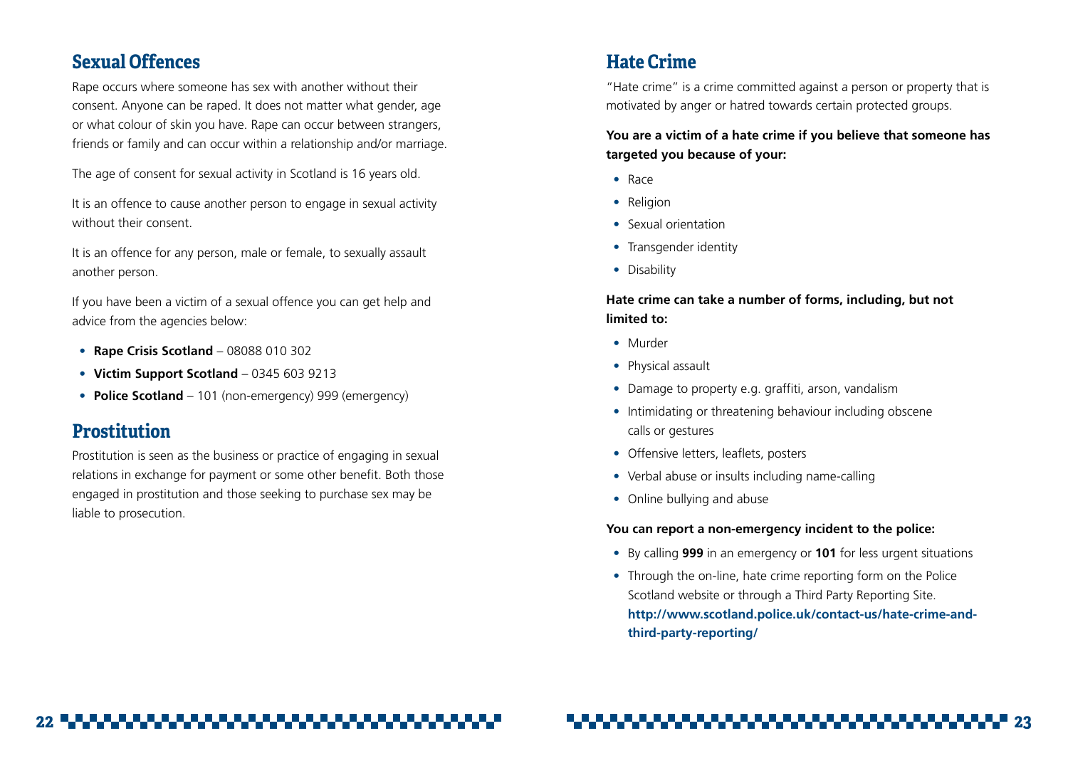## Sexual Offences

Rape occurs where someone has sex with another without their consent. Anyone can be raped. It does not matter what gender, age or what colour of skin you have. Rape can occur between strangers, friends or family and can occur within a relationship and/or marriage.

The age of consent for sexual activity in Scotland is 16 years old.

It is an offence to cause another person to engage in sexual activity without their consent.

It is an offence for any person, male or female, to sexually assault another person.

If you have been a victim of a sexual offence you can get help and advice from the agencies below:

- **Rape Crisis Scotland** – 08088 010 302
- **Victim Support Scotland** – 0345 603 9213
- **Police Scotland** – 101 (non-emergency) 999 (emergency)

## Prostitution

Prostitution is seen as the business or practice of engaging in sexual relations in exchange for payment or some other benefit. Both those engaged in prostitution and those seeking to purchase sex may be liable to prosecution.

## Hate Crime

"Hate crime" is a crime committed against a person or property that is motivated by anger or hatred towards certain protected groups.

**You are a victim of a hate crime if you believe that someone has targeted you because of your:**

- Race
- Religion
- Sexual orientation
- Transgender identity
- Disability

**Hate crime can take a number of forms, including, but not limited to:**

- Murder
- Physical assault
- Damage to property e.g. graffiti, arson, vandalism
- Intimidating or threatening behaviour including obscene calls or gestures
- Offensive letters, leaflets, posters
- Verbal abuse or insults including name-calling
- Online bullying and abuse

**You can report a non-emergency incident to the police:**

- By calling **999** in an emergency or **101** for less urgent situations
- Through the on-line, hate crime reporting form on the Police Scotland website or through a Third Party Reporting Site. **http://www.scotland.police.uk/contact-us/hate-crime-and-third-party-reporting/**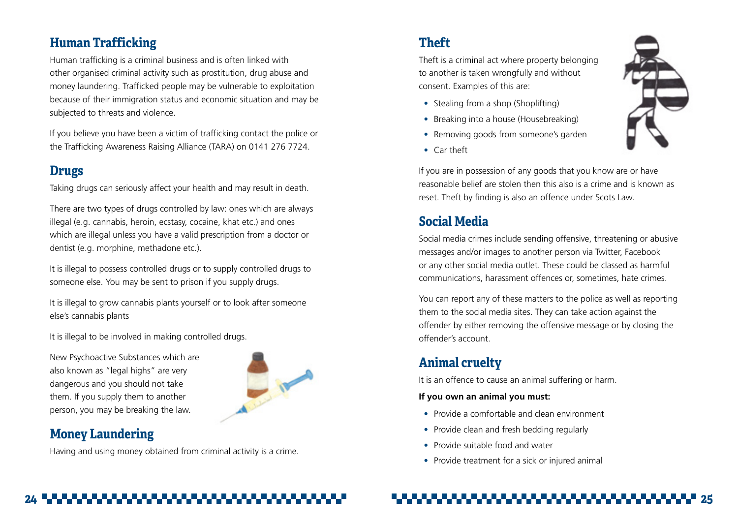## Human Trafficking

Human trafficking is a criminal business and is often linked with other organised criminal activity such as prostitution, drug abuse and money laundering. Trafficked people may be vulnerable to exploitation because of their immigration status and economic situation and may be subjected to threats and violence.

If you believe you have been a victim of trafficking contact the police or the Trafficking Awareness Raising Alliance (TARA) on 0141 276 7724.

## Drugs

Taking drugs can seriously affect your health and may result in death.

There are two types of drugs controlled by law: ones which are always illegal (e.g. cannabis, heroin, ecstasy, cocaine, khat etc.) and ones which are illegal unless you have a valid prescription from a doctor or dentist (e.g. morphine, methadone etc.).

It is illegal to possess controlled drugs or to supply controlled drugs to someone else. You may be sent to prison if you supply drugs.

It is illegal to grow cannabis plants yourself or to look after someone else's cannabis plants

It is illegal to be involved in making controlled drugs.

New Psychoactive Substances which are also known as "legal highs" are very dangerous and you should not take them. If you supply them to another person, you may be breaking the law.

## Money Laundering

Having and using money obtained from criminal activity is a crime.

## Theft

Theft is a criminal act where property belonging to another is taken wrongfully and without consent. Examples of this are:

- Stealing from a shop (Shoplifting)
- Breaking into a house (Housebreaking)
- Removing goods from someone's garden
- Car theft

If you are in possession of any goods that you know are or have reasonable belief are stolen then this also is a crime and is known as reset. Theft by finding is also an offence under Scots Law.

## Social Media

Social media crimes include sending offensive, threatening or abusive messages and/or images to another person via Twitter, Facebook or any other social media outlet. These could be classed as harmful communications, harassment offences or, sometimes, hate crimes.

You can report any of these matters to the police as well as reporting them to the social media sites. They can take action against the offender by either removing the offensive message or by closing the offender's account.

## Animal cruelty

It is an offence to cause an animal suffering or harm.

**If you own an animal you must:**

- Provide a comfortable and clean environment
- Provide clean and fresh bedding regularly
- Provide suitable food and water
- Provide treatment for a sick or injured animal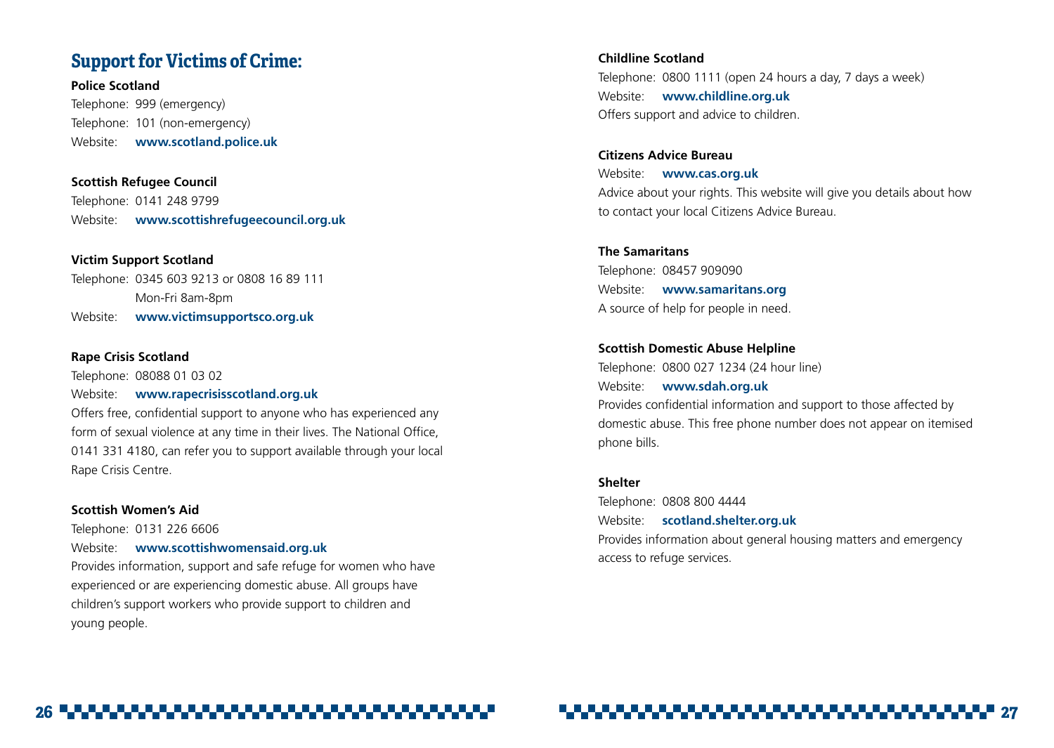## Support for Victims of Crime:

**Police Scotland**
Telephone: 999 (emergency)
Telephone: 101 (non-emergency)
Website: **www.scotland.police.uk**

**Scottish Refugee Council**
Telephone: 0141 248 9799
Website: **www.scottishrefugeecouncil.org.uk**

**Victim Support Scotland**
Telephone: 0345 603 9213 or 0808 16 89 111
Mon-Fri 8am-8pm
Website: **www.victimsupportsco.org.uk**

**Rape Crisis Scotland**
Telephone: 08088 01 03 02
Website: **www.rapecrisisscotland.org.uk**
Offers free, confidential support to anyone who has experienced any form of sexual violence at any time in their lives. The National Office, 0141 331 4180, can refer you to support available through your local Rape Crisis Centre.

**Scottish Women's Aid**
Telephone: 0131 226 6606
Website: **www.scottishwomensaid.org.uk**
Provides information, support and safe refuge for women who have experienced or are experiencing domestic abuse. All groups have children's support workers who provide support to children and young people.

**Childline Scotland**
Telephone: 0800 1111 (open 24 hours a day, 7 days a week)
Website: **www.childline.org.uk**
Offers support and advice to children.

**Citizens Advice Bureau**
Website: **www.cas.org.uk**
Advice about your rights. This website will give you details about how to contact your local Citizens Advice Bureau.

**The Samaritans**
Telephone: 08457 909090
Website: **www.samaritans.org**
A source of help for people in need.

**Scottish Domestic Abuse Helpline**
Telephone: 0800 027 1234 (24 hour line)
Website: **www.sdah.org.uk**
Provides confidential information and support to those affected by domestic abuse. This free phone number does not appear on itemised phone bills.

**Shelter**
Telephone: 0808 800 4444
Website: **scotland.shelter.org.uk**
Provides information about general housing matters and emergency access to refuge services.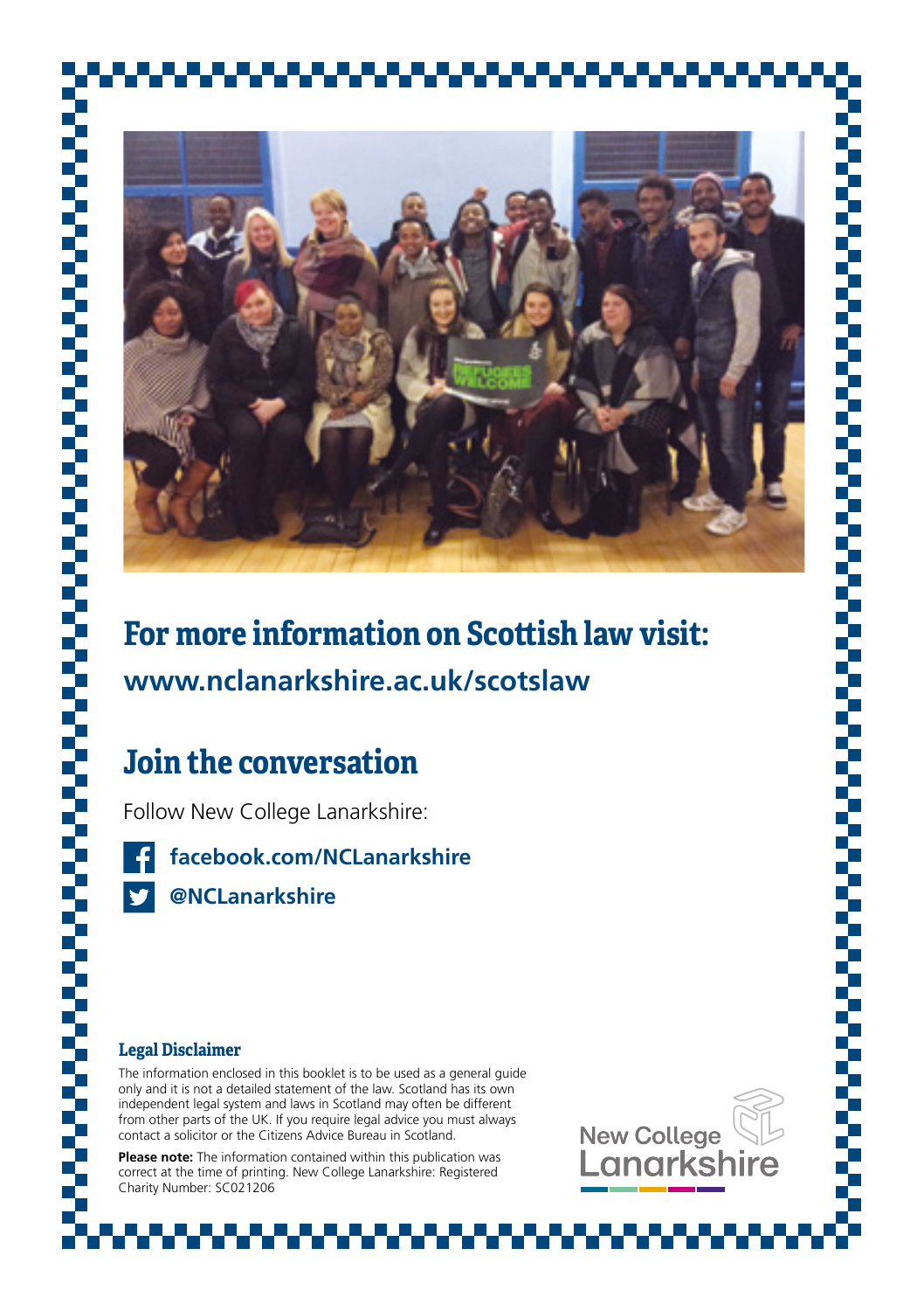## For more information on Scottish law visit:

**www.nclanarkshire.ac.uk/scotslaw**

## Join the conversation

Follow New College Lanarkshire:

**facebook.com/NCLanarkshire**

**@NCLanarkshire**

### Legal Disclaimer

The information enclosed in this booklet is to be used as a general guide only and it is not a detailed statement of the law. Scotland has its own independent legal system and laws in Scotland may often be different from other parts of the UK. If you require legal advice you must always contact a solicitor or the Citizens Advice Bureau in Scotland.

**Please note:** The information contained within this publication was correct at the time of printing. New College Lanarkshire: Registered Charity Number: SC021206

New College Lanarkshire